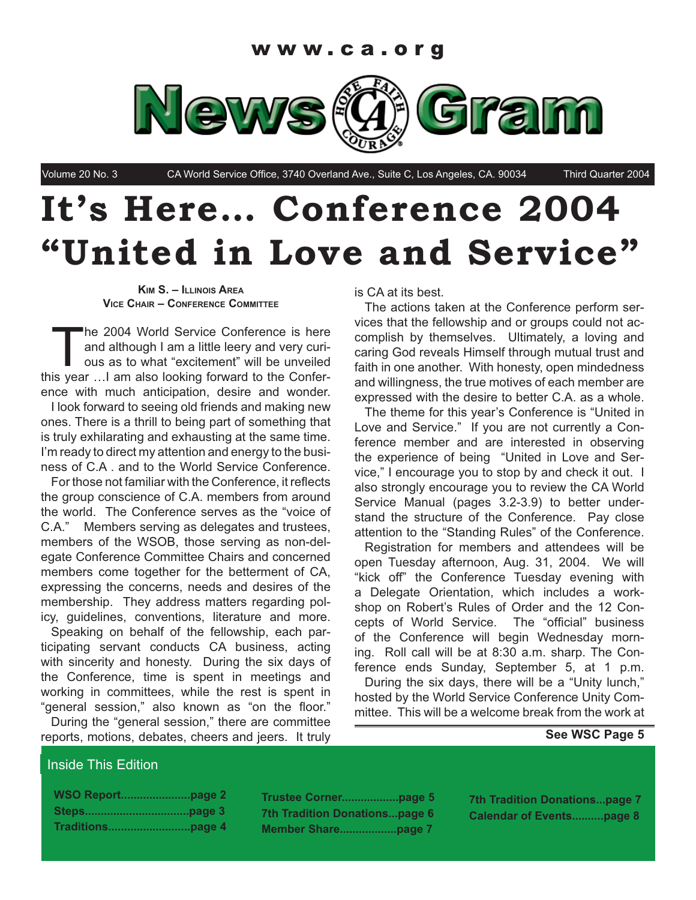www.ca.org

# NewsGram

Volume 20 No. 3 — CA World Service Office, 3740 Overland Ave., Suite C, Los Angeles, CA. 90034 — Third Quarter 2004

# It's Here... Conference 2004 "United in Love and Service"

**Kim S. – Illinois Area**
**Vice Chair – Conference Committee**

The 2004 World Service Conference is here and although I am a little leery and very curious as to what "excitement" will be unveiled this year …I am also looking forward to the Conference with much anticipation, desire and wonder.

I look forward to seeing old friends and making new ones. There is a thrill to being part of something that is truly exhilarating and exhausting at the same time. I'm ready to direct my attention and energy to the business of C.A . and to the World Service Conference.

For those not familiar with the Conference, it reflects the group conscience of C.A. members from around the world. The Conference serves as the "voice of C.A." Members serving as delegates and trustees, members of the WSOB, those serving as non-delegate Conference Committee Chairs and concerned members come together for the betterment of CA, expressing the concerns, needs and desires of the membership. They address matters regarding policy, guidelines, conventions, literature and more.

Speaking on behalf of the fellowship, each participating servant conducts CA business, acting with sincerity and honesty. During the six days of the Conference, time is spent in meetings and working in committees, while the rest is spent in "general session," also known as "on the floor."

During the "general session," there are committee reports, motions, debates, cheers and jeers. It truly is CA at its best.

The actions taken at the Conference perform services that the fellowship and or groups could not accomplish by themselves. Ultimately, a loving and caring God reveals Himself through mutual trust and faith in one another. With honesty, open mindedness and willingness, the true motives of each member are expressed with the desire to better C.A. as a whole.

The theme for this year's Conference is "United in Love and Service." If you are not currently a Conference member and are interested in observing the experience of being "United in Love and Service," I encourage you to stop by and check it out. I also strongly encourage you to review the CA World Service Manual (pages 3.2-3.9) to better understand the structure of the Conference. Pay close attention to the "Standing Rules" of the Conference.

Registration for members and attendees will be open Tuesday afternoon, Aug. 31, 2004. We will "kick off" the Conference Tuesday evening with a Delegate Orientation, which includes a workshop on Robert's Rules of Order and the 12 Concepts of World Service. The "official" business of the Conference will begin Wednesday morning. Roll call will be at 8:30 a.m. sharp. The Conference ends Sunday, September 5, at 1 p.m.

During the six days, there will be a "Unity lunch," hosted by the World Service Conference Unity Committee. This will be a welcome break from the work at

**See WSC Page 5**

## Inside This Edition

**WSO Report......................page 2**
**Steps.................................page 3**
**Traditions..........................page 4**
**Trustee Corner..................page 5**
**7th Tradition Donations...page 6**
**Member Share..................page 7**
**7th Tradition Donations...page 7**
**Calendar of Events..........page 8**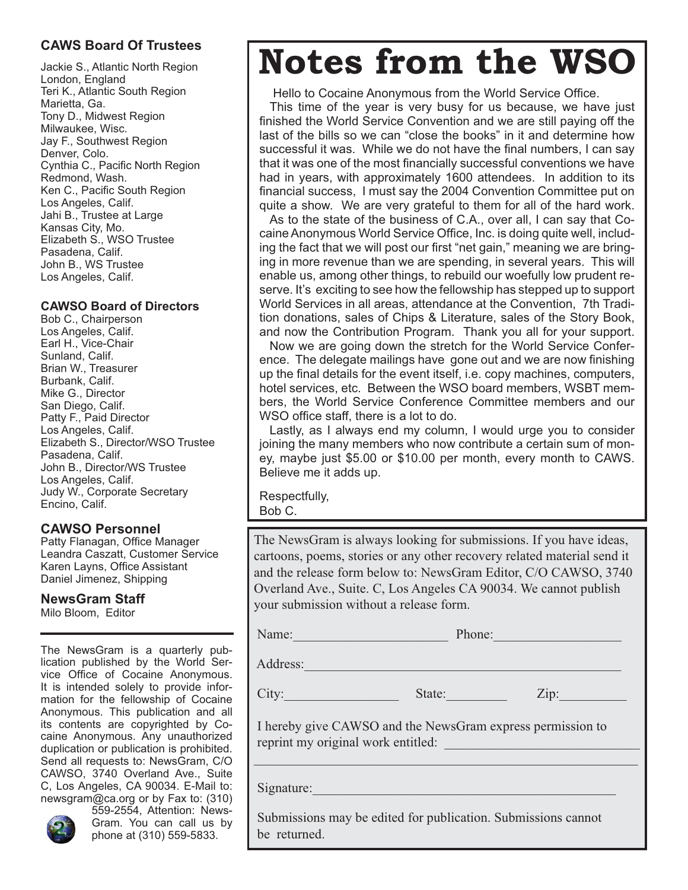### CAWS Board Of Trustees

Jackie S., Atlantic North Region
London, England
Teri K., Atlantic South Region
Marietta, Ga.
Tony D., Midwest Region
Milwaukee, Wisc.
Jay F., Southwest Region
Denver, Colo.
Cynthia C., Pacific North Region
Redmond, Wash.
Ken C., Pacific South Region
Los Angeles, Calif.
Jahi B., Trustee at Large
Kansas City, Mo.
Elizabeth S., WSO Trustee
Pasadena, Calif.
John B., WS Trustee
Los Angeles, Calif.

### CAWSO Board of Directors

Bob C., Chairperson
Los Angeles, Calif.
Earl H., Vice-Chair
Sunland, Calif.
Brian W., Treasurer
Burbank, Calif.
Mike G., Director
San Diego, Calif.
Patty F., Paid Director
Los Angeles, Calif.
Elizabeth S., Director/WSO Trustee
Pasadena, Calif.
John B., Director/WS Trustee
Los Angeles, Calif.
Judy W., Corporate Secretary
Encino, Calif.

### CAWSO Personnel

Patty Flanagan, Office Manager
Leandra Caszatt, Customer Service
Karen Layns, Office Assistant
Daniel Jimenez, Shipping

### NewsGram Staff

Milo Bloom, Editor

---

The NewsGram is a quarterly publication published by the World Service Office of Cocaine Anonymous. It is intended solely to provide information for the fellowship of Cocaine Anonymous. This publication and all its contents are copyrighted by Cocaine Anonymous. Any unauthorized duplication or publication is prohibited. Send all requests to: NewsGram, C/O CAWSO, 3740 Overland Ave., Suite C, Los Angeles, CA 90034. E-Mail to: newsgram@ca.org or by Fax to: (310) 559-2554, Attention: NewsGram. You can call us by phone at (310) 559-5833.

# Notes from the WSO

Hello to Cocaine Anonymous from the World Service Office.

This time of the year is very busy for us because, we have just finished the World Service Convention and we are still paying off the last of the bills so we can "close the books" in it and determine how successful it was. While we do not have the final numbers, I can say that it was one of the most financially successful conventions we have had in years, with approximately 1600 attendees. In addition to its financial success, I must say the 2004 Convention Committee put on quite a show. We are very grateful to them for all of the hard work.

As to the state of the business of C.A., over all, I can say that Cocaine Anonymous World Service Office, Inc. is doing quite well, including the fact that we will post our first "net gain," meaning we are bringing in more revenue than we are spending, in several years. This will enable us, among other things, to rebuild our woefully low prudent reserve. It's exciting to see how the fellowship has stepped up to support World Services in all areas, attendance at the Convention, 7th Tradition donations, sales of Chips & Literature, sales of the Story Book, and now the Contribution Program. Thank you all for your support.

Now we are going down the stretch for the World Service Conference. The delegate mailings have gone out and we are now finishing up the final details for the event itself, i.e. copy machines, computers, hotel services, etc. Between the WSO board members, WSBT members, the World Service Conference Committee members and our WSO office staff, there is a lot to do.

Lastly, as I always end my column, I would urge you to consider joining the many members who now contribute a certain sum of money, maybe just $5.00 or $10.00 per month, every month to CAWS. Believe me it adds up.

Respectfully,
Bob C.

---

The NewsGram is always looking for submissions. If you have ideas, cartoons, poems, stories or any other recovery related material send it and the release form below to: NewsGram Editor, C/O CAWSO, 3740 Overland Ave., Suite. C, Los Angeles CA 90034. We cannot publish your submission without a release form.

Name:______________________ Phone:__________________

Address:_____________________________________________

City:________________ State:_________ Zip:__________

I hereby give CAWSO and the NewsGram express permission to reprint my original work entitled: ___________________________

_____________________________________________________

Signature:___________________________________________

Submissions may be edited for publication. Submissions cannot be returned.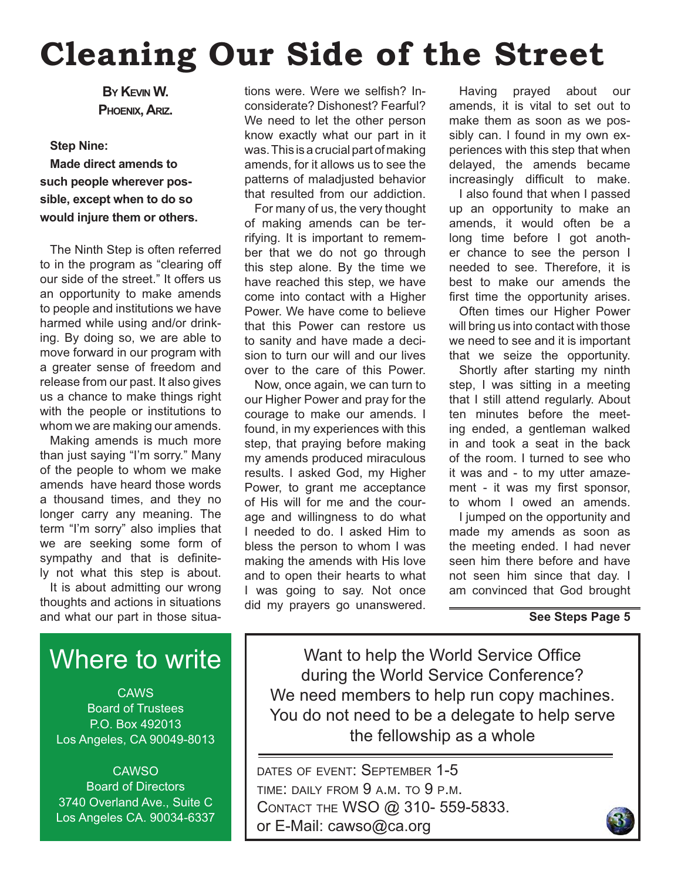# Cleaning Our Side of the Street

**By Kevin W.**
**Phoenix, Ariz.**

**Step Nine:**
**Made direct amends to such people wherever possible, except when to do so would injure them or others.**

The Ninth Step is often referred to in the program as "clearing off our side of the street." It offers us an opportunity to make amends to people and institutions we have harmed while using and/or drinking. By doing so, we are able to move forward in our program with a greater sense of freedom and release from our past. It also gives us a chance to make things right with the people or institutions to whom we are making our amends.

Making amends is much more than just saying "I'm sorry." Many of the people to whom we make amends have heard those words a thousand times, and they no longer carry any meaning. The term "I'm sorry" also implies that we are seeking some form of sympathy and that is definitely not what this step is about.

It is about admitting our wrong thoughts and actions in situations and what our part in those situations were. Were we selfish? Inconsiderate? Dishonest? Fearful? We need to let the other person know exactly what our part in it was. This is a crucial part of making amends, for it allows us to see the patterns of maladjusted behavior that resulted from our addiction.

For many of us, the very thought of making amends can be terrifying. It is important to remember that we do not go through this step alone. By the time we have reached this step, we have come into contact with a Higher Power. We have come to believe that this Power can restore us to sanity and have made a decision to turn our will and our lives over to the care of this Power.

Now, once again, we can turn to our Higher Power and pray for the courage to make our amends. I found, in my experiences with this step, that praying before making my amends produced miraculous results. I asked God, my Higher Power, to grant me acceptance of His will for me and the courage and willingness to do what I needed to do. I asked Him to bless the person to whom I was making the amends with His love and to open their hearts to what I was going to say. Not once did my prayers go unanswered.

Having prayed about our amends, it is vital to set out to make them as soon as we possibly can. I found in my own experiences with this step that when delayed, the amends became increasingly difficult to make.

I also found that when I passed up an opportunity to make an amends, it would often be a long time before I got another chance to see the person I needed to see. Therefore, it is best to make our amends the first time the opportunity arises.

Often times our Higher Power will bring us into contact with those we need to see and it is important that we seize the opportunity.

Shortly after starting my ninth step, I was sitting in a meeting that I still attend regularly. About ten minutes before the meeting ended, a gentleman walked in and took a seat in the back of the room. I turned to see who it was and - to my utter amazement - it was my first sponsor, to whom I owed an amends.

I jumped on the opportunity and made my amends as soon as the meeting ended. I had never seen him there before and have not seen him since that day. I am convinced that God brought

**See Steps Page 5**

## Where to write

CAWS
Board of Trustees
P.O. Box 492013
Los Angeles, CA 90049-8013

CAWSO
Board of Directors
3740 Overland Ave., Suite C
Los Angeles CA. 90034-6337

---

Want to help the World Service Office during the World Service Conference?
We need members to help run copy machines.
You do not need to be a delegate to help serve the fellowship as a whole

Dates of event: September 1-5
Time: daily from 9 a.m. to 9 p.m.
Contact the WSO @ 310- 559-5833.
or E-Mail: cawso@ca.org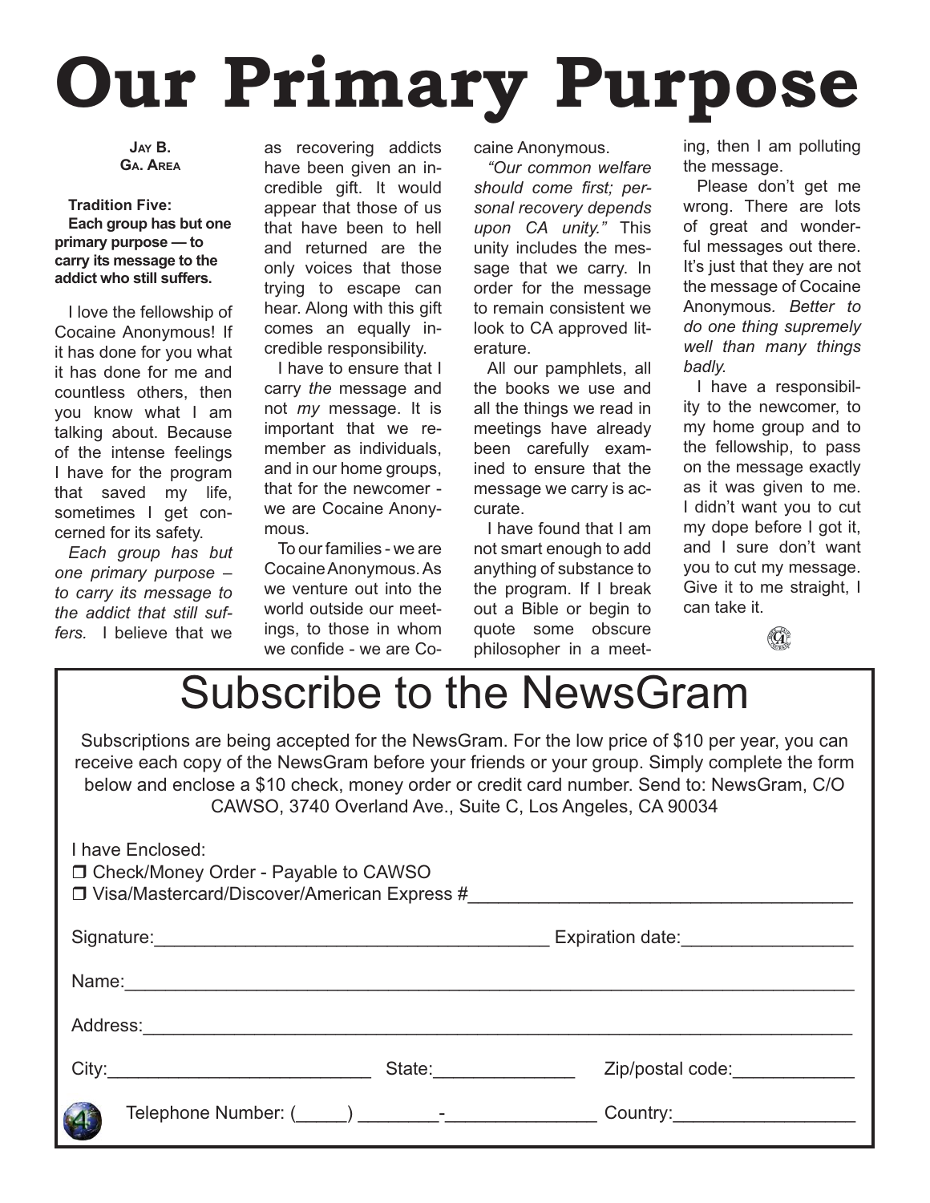# Our Primary Purpose

**Jay B.**
**Ga. Area**

**Tradition Five:**
**Each group has but one primary purpose — to carry its message to the addict who still suffers.**

I love the fellowship of Cocaine Anonymous! If it has done for you what it has done for me and countless others, then you know what I am talking about. Because of the intense feelings I have for the program that saved my life, sometimes I get concerned for its safety.

*Each group has but one primary purpose – to carry its message to the addict that still suffers.* I believe that we as recovering addicts have been given an incredible gift. It would appear that those of us that have been to hell and returned are the only voices that those trying to escape can hear. Along with this gift comes an equally incredible responsibility.

I have to ensure that I carry *the* message and not *my* message. It is important that we remember as individuals, and in our home groups, that for the newcomer - we are Cocaine Anonymous.

To our families - we are Cocaine Anonymous. As we venture out into the world outside our meetings, to those in whom we confide - we are Cocaine Anonymous.

*"Our common welfare should come first; personal recovery depends upon CA unity."* This unity includes the message that we carry. In order for the message to remain consistent we look to CA approved literature.

All our pamphlets, all the books we use and all the things we read in meetings have already been carefully examined to ensure that the message we carry is accurate.

I have found that I am not smart enough to add anything of substance to the program. If I break out a Bible or begin to quote some obscure philosopher in a meeting, then I am polluting the message.

Please don't get me wrong. There are lots of great and wonderful messages out there. It's just that they are not the message of Cocaine Anonymous. *Better to do one thing supremely well than many things badly.*

I have a responsibility to the newcomer, to my home group and to the fellowship, to pass on the message exactly as it was given to me. I didn't want you to cut my dope before I got it, and I sure don't want you to cut my message. Give it to me straight, I can take it.

# Subscribe to the NewsGram

Subscriptions are being accepted for the NewsGram. For the low price of $10 per year, you can receive each copy of the NewsGram before your friends or your group. Simply complete the form below and enclose a $10 check, money order or credit card number. Send to: NewsGram, C/O CAWSO, 3740 Overland Ave., Suite C, Los Angeles, CA 90034

I have Enclosed:
❒ Check/Money Order - Payable to CAWSO
❒ Visa/Mastercard/Discover/American Express #______________________________________

Signature:______________________________________ Expiration date:________________

Name:______________________________________________________________________

Address:____________________________________________________________________

City:__________________________ State:______________ Zip/postal code:____________

Telephone Number: (_____) ________-______________ Country:_________________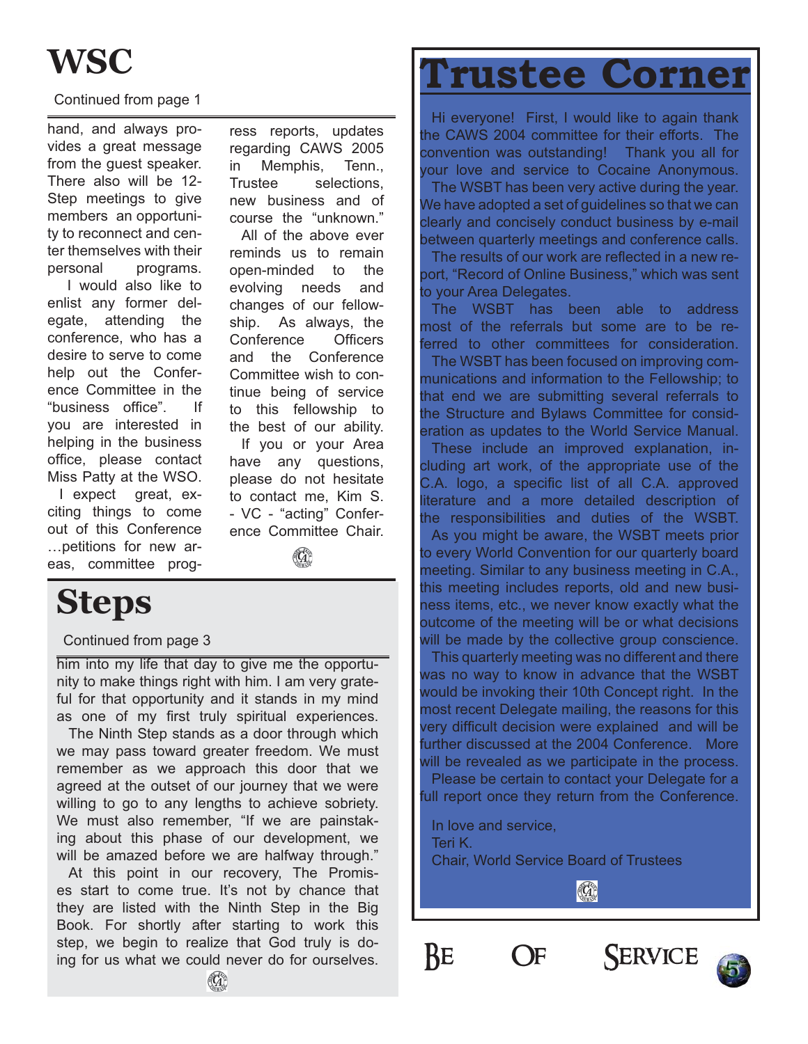# WSC

Continued from page 1

hand, and always provides a great message from the guest speaker. There also will be 12-Step meetings to give members an opportunity to reconnect and center themselves with their personal programs.

I would also like to enlist any former delegate, attending the conference, who has a desire to serve to come help out the Conference Committee in the "business office". If you are interested in helping in the business office, please contact Miss Patty at the WSO.

I expect great, exciting things to come out of this Conference …petitions for new areas, committee progress reports, updates regarding CAWS 2005 in Memphis, Tenn., Trustee selections, new business and of course the "unknown."

All of the above ever reminds us to remain open-minded to the evolving needs and changes of our fellowship. As always, the Conference Officers and the Conference Committee wish to continue being of service to this fellowship to the best of our ability.

If you or your Area have any questions, please do not hesitate to contact me, Kim S. - VC - "acting" Conference Committee Chair.

# Steps

Continued from page 3

him into my life that day to give me the opportunity to make things right with him. I am very grateful for that opportunity and it stands in my mind as one of my first truly spiritual experiences.

The Ninth Step stands as a door through which we may pass toward greater freedom. We must remember as we approach this door that we agreed at the outset of our journey that we were willing to go to any lengths to achieve sobriety. We must also remember, "If we are painstaking about this phase of our development, we will be amazed before we are halfway through."

At this point in our recovery, The Promises start to come true. It's not by chance that they are listed with the Ninth Step in the Big Book. For shortly after starting to work this step, we begin to realize that God truly is doing for us what we could never do for ourselves.

# Trustee Corner

Hi everyone! First, I would like to again thank the CAWS 2004 committee for their efforts. The convention was outstanding! Thank you all for your love and service to Cocaine Anonymous.

The WSBT has been very active during the year. We have adopted a set of guidelines so that we can clearly and concisely conduct business by e-mail between quarterly meetings and conference calls.

The results of our work are reflected in a new report, "Record of Online Business," which was sent to your Area Delegates.

The WSBT has been able to address most of the referrals but some are to be referred to other committees for consideration.

The WSBT has been focused on improving communications and information to the Fellowship; to that end we are submitting several referrals to the Structure and Bylaws Committee for consideration as updates to the World Service Manual.

These include an improved explanation, including art work, of the appropriate use of the C.A. logo, a specific list of all C.A. approved literature and a more detailed description of the responsibilities and duties of the WSBT.

As you might be aware, the WSBT meets prior to every World Convention for our quarterly board meeting. Similar to any business meeting in C.A., this meeting includes reports, old and new business items, etc., we never know exactly what the outcome of the meeting will be or what decisions will be made by the collective group conscience.

This quarterly meeting was no different and there was no way to know in advance that the WSBT would be invoking their 10th Concept right. In the most recent Delegate mailing, the reasons for this very difficult decision were explained and will be further discussed at the 2004 Conference. More will be revealed as we participate in the process.

Please be certain to contact your Delegate for a full report once they return from the Conference.

In love and service,
Teri K.
Chair, World Service Board of Trustees

Be Of Service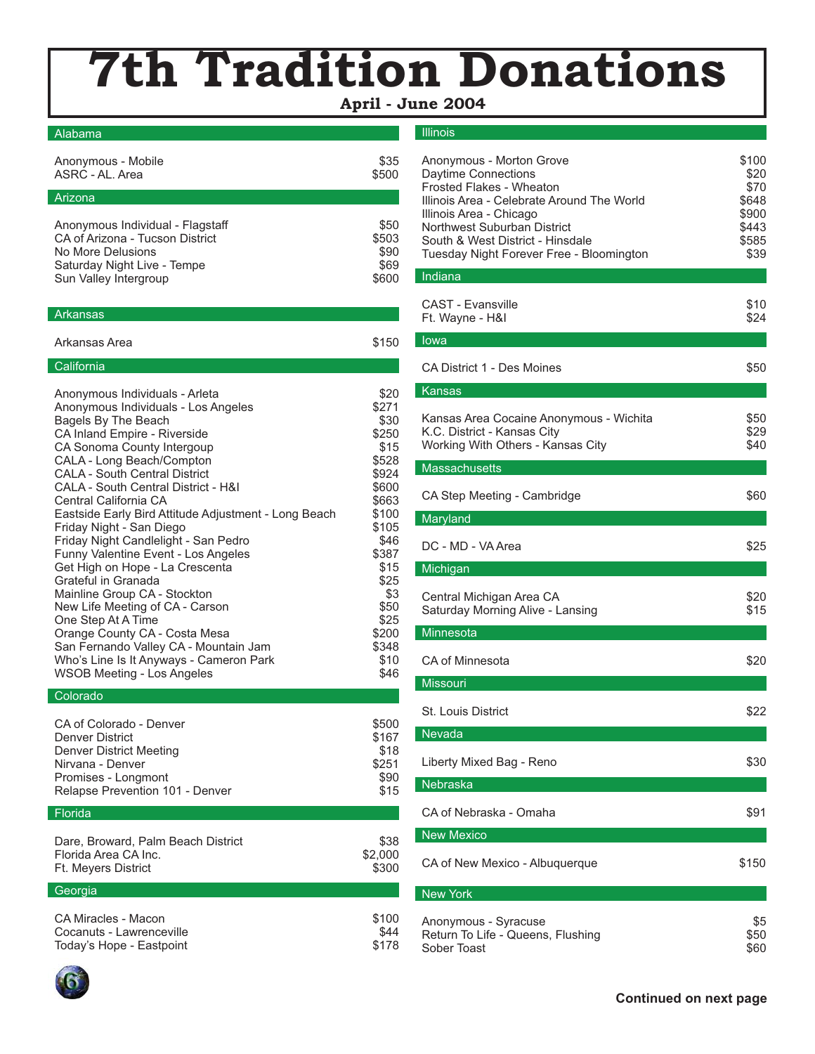# 7th Tradition Donations

**April - June 2004**

## Alabama

| | |
|---|---|
| Anonymous - Mobile | $35 |
| ASRC - AL. Area | $500 |

## Arizona

| | |
|---|---|
| Anonymous Individual - Flagstaff | $50 |
| CA of Arizona - Tucson District | $503 |
| No More Delusions | $90 |
| Saturday Night Live - Tempe | $69 |
| Sun Valley Intergroup | $600 |

## Arkansas

| | |
|---|---|
| Arkansas Area | $150 |

## California

| | |
|---|---|
| Anonymous Individuals - Arleta | $20 |
| Anonymous Individuals - Los Angeles | $271 |
| Bagels By The Beach | $30 |
| CA Inland Empire - Riverside | $250 |
| CA Sonoma County Intergoup | $15 |
| CALA - Long Beach/Compton | $528 |
| CALA - South Central District | $924 |
| CALA - South Central District - H&I | $600 |
| Central California CA | $663 |
| Eastside Early Bird Attitude Adjustment - Long Beach | $100 |
| Friday Night - San Diego | $105 |
| Friday Night Candlelight - San Pedro | $46 |
| Funny Valentine Event - Los Angeles | $387 |
| Get High on Hope - La Crescenta | $15 |
| Grateful in Granada | $25 |
| Mainline Group CA - Stockton | $3 |
| New Life Meeting of CA - Carson | $50 |
| One Step At A Time | $25 |
| Orange County CA - Costa Mesa | $200 |
| San Fernando Valley CA - Mountain Jam | $348 |
| Who's Line Is It Anyways - Cameron Park | $10 |
| WSOB Meeting - Los Angeles | $46 |

## Colorado

| | |
|---|---|
| CA of Colorado - Denver | $500 |
| Denver District | $167 |
| Denver District Meeting | $18 |
| Nirvana - Denver | $251 |
| Promises - Longmont | $90 |
| Relapse Prevention 101 - Denver | $15 |

## Florida

| | |
|---|---|
| Dare, Broward, Palm Beach District | $38 |
| Florida Area CA Inc. | $2,000 |
| Ft. Meyers District | $300 |

## Georgia

| | |
|---|---|
| CA Miracles - Macon | $100 |
| Cocanuts - Lawrenceville | $44 |
| Today's Hope - Eastpoint | $178 |

## Illinois

| | |
|---|---|
| Anonymous - Morton Grove | $100 |
| Daytime Connections | $20 |
| Frosted Flakes - Wheaton | $70 |
| Illinois Area - Celebrate Around The World | $648 |
| Illinois Area - Chicago | $900 |
| Northwest Suburban District | $443 |
| South & West District - Hinsdale | $585 |
| Tuesday Night Forever Free - Bloomington | $39 |

## Indiana

| | |
|---|---|
| CAST - Evansville | $10 |
| Ft. Wayne - H&I | $24 |

## Iowa

| | |
|---|---|
| CA District 1 - Des Moines | $50 |

## Kansas

| | |
|---|---|
| Kansas Area Cocaine Anonymous - Wichita | $50 |
| K.C. District - Kansas City | $29 |
| Working With Others - Kansas City | $40 |

## Massachusetts

| | |
|---|---|
| CA Step Meeting - Cambridge | $60 |

## Maryland

| | |
|---|---|
| DC - MD - VA Area | $25 |

## Michigan

| | |
|---|---|
| Central Michigan Area CA | $20 |
| Saturday Morning Alive - Lansing | $15 |

## Minnesota

| | |
|---|---|
| CA of Minnesota | $20 |

## Missouri

| | |
|---|---|
| St. Louis District | $22 |

## Nevada

| | |
|---|---|
| Liberty Mixed Bag - Reno | $30 |

## Nebraska

| | |
|---|---|
| CA of Nebraska - Omaha | $91 |

## New Mexico

| | |
|---|---|
| CA of New Mexico - Albuquerque | $150 |

## New York

| | |
|---|---|
| Anonymous - Syracuse | $5 |
| Return To Life - Queens, Flushing | $50 |
| Sober Toast | $60 |

**Continued on next page**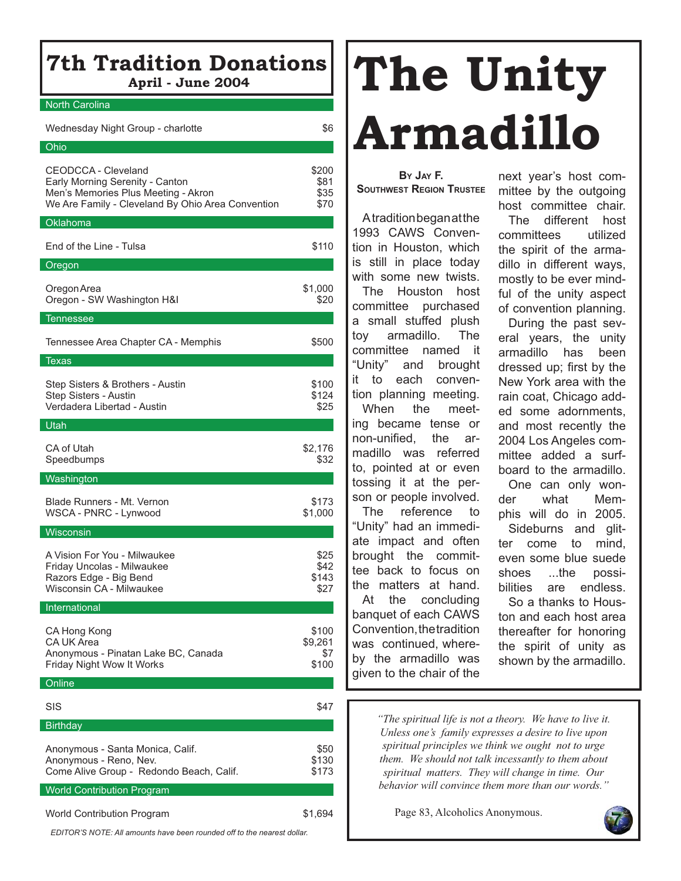# 7th Tradition Donations

**April - June 2004**

| | |
|---|---|
| **North Carolina** | |
| Wednesday Night Group - charlotte | $6 |
| **Ohio** | |
| CEODCCA - Cleveland | $200 |
| Early Morning Serenity - Canton | $81 |
| Men's Memories Plus Meeting - Akron | $35 |
| We Are Family - Cleveland By Ohio Area Convention | $70 |
| **Oklahoma** | |
| End of the Line - Tulsa | $110 |
| **Oregon** | |
| Oregon Area | $1,000 |
| Oregon - SW Washington H&I | $20 |
| **Tennessee** | |
| Tennessee Area Chapter CA - Memphis | $500 |
| **Texas** | |
| Step Sisters & Brothers - Austin | $100 |
| Step Sisters - Austin | $124 |
| Verdadera Libertad - Austin | $25 |
| **Utah** | |
| CA of Utah | $2,176 |
| Speedbumps | $32 |
| **Washington** | |
| Blade Runners - Mt. Vernon | $173 |
| WSCA - PNRC - Lynwood | $1,000 |
| **Wisconsin** | |
| A Vision For You - Milwaukee | $25 |
| Friday Uncolas - Milwaukee | $42 |
| Razors Edge - Big Bend | $143 |
| Wisconsin CA - Milwaukee | $27 |
| **International** | |
| CA Hong Kong | $100 |
| CA UK Area | $9,261 |
| Anonymous - Pinatan Lake BC, Canada | $7 |
| Friday Night Wow It Works | $100 |
| **Online** | |
| SIS | $47 |
| **Birthday** | |
| Anonymous - Santa Monica, Calif. | $50 |
| Anonymous - Reno, Nev. | $130 |
| Come Alive Group - Redondo Beach, Calif. | $173 |
| **World Contribution Program** | |
| World Contribution Program | $1,694 |

*EDITOR'S NOTE: All amounts have been rounded off to the nearest dollar.*

# The Unity Armadillo

**By Jay F.**
**Southwest Region Trustee**

A tradition began at the 1993 CAWS Convention in Houston, which is still in place today with some new twists.

The Houston host committee purchased a small stuffed plush toy armadillo. The committee named it "Unity" and brought it to each convention planning meeting.

When the meeting became tense or non-unified, the armadillo was referred to, pointed at or even tossing it at the person or people involved.

The reference to "Unity" had an immediate impact and often brought the committee back to focus on the matters at hand.

At the concluding banquet of each CAWS Convention, the tradition was continued, whereby the armadillo was given to the chair of the next year's host committee by the outgoing host committee chair.

The different host committees utilized the spirit of the armadillo in different ways, mostly to be ever mindful of the unity aspect of convention planning.

During the past several years, the unity armadillo has been dressed up; first by the New York area with the rain coat, Chicago added some adornments, and most recently the 2004 Los Angeles committee added a surfboard to the armadillo.

One can only wonder what Memphis will do in 2005.

Sideburns and glitter come to mind, even some blue suede shoes ...the possibilities are endless.

So a thanks to Houston and each host area thereafter for honoring the spirit of unity as shown by the armadillo.

*"The spiritual life is not a theory. We have to live it. Unless one's family expresses a desire to live upon spiritual principles we think we ought not to urge them. We should not talk incessantly to them about spiritual matters. They will change in time. Our behavior will convince them more than our words."*

Page 83, Alcoholics Anonymous.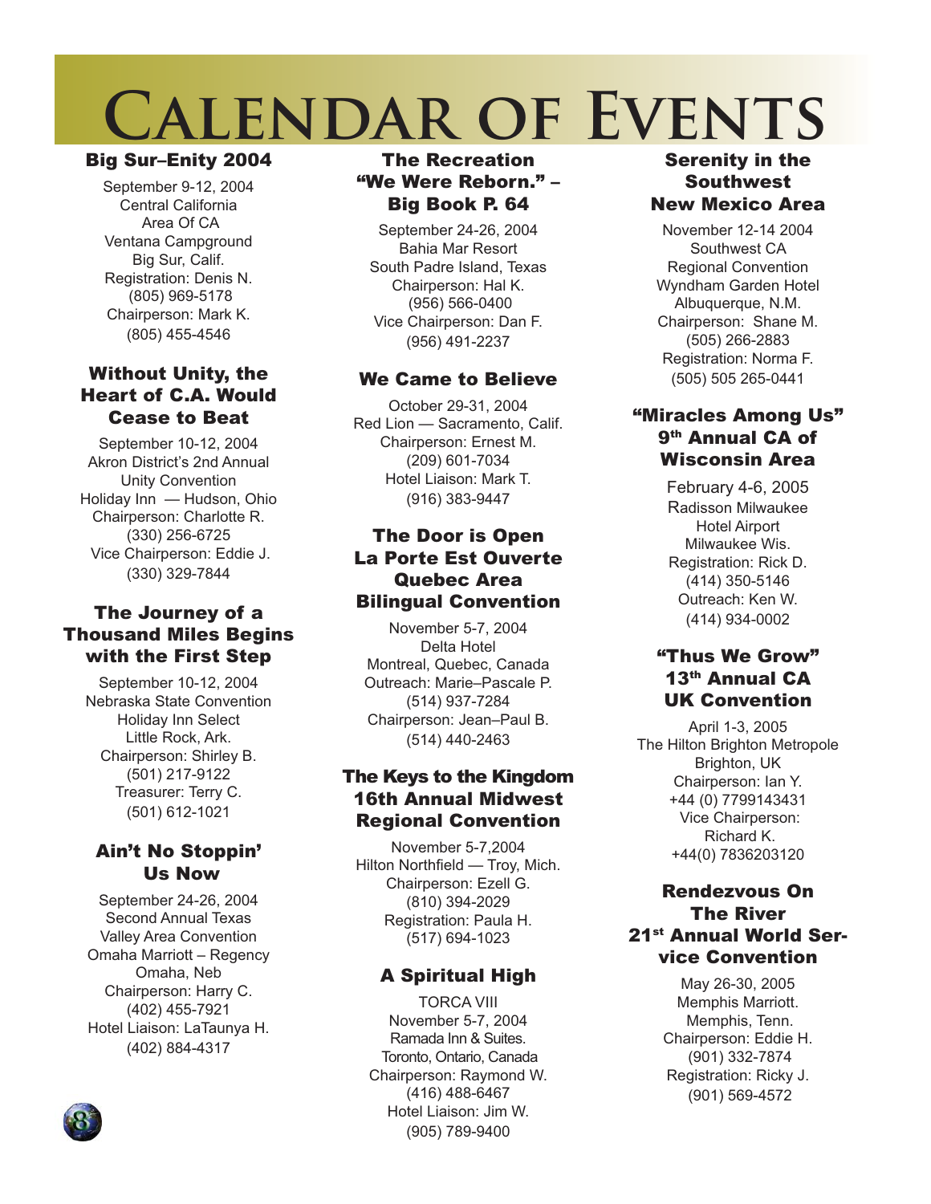# Calendar of Events

### Big Sur–Enity 2004

September 9-12, 2004
Central California
Area Of CA
Ventana Campground
Big Sur, Calif.
Registration: Denis N.
(805) 969-5178
Chairperson: Mark K.
(805) 455-4546

### Without Unity, the Heart of C.A. Would Cease to Beat

September 10-12, 2004
Akron District's 2nd Annual
Unity Convention
Holiday Inn — Hudson, Ohio
Chairperson: Charlotte R.
(330) 256-6725
Vice Chairperson: Eddie J.
(330) 329-7844

### The Journey of a Thousand Miles Begins with the First Step

September 10-12, 2004
Nebraska State Convention
Holiday Inn Select
Little Rock, Ark.
Chairperson: Shirley B.
(501) 217-9122
Treasurer: Terry C.
(501) 612-1021

### Ain't No Stoppin' Us Now

September 24-26, 2004
Second Annual Texas
Valley Area Convention
Omaha Marriott – Regency
Omaha, Neb
Chairperson: Harry C.
(402) 455-7921
Hotel Liaison: LaTaunya H.
(402) 884-4317

### The Recreation "We Were Reborn." – Big Book P. 64

September 24-26, 2004
Bahia Mar Resort
South Padre Island, Texas
Chairperson: Hal K.
(956) 566-0400
Vice Chairperson: Dan F.
(956) 491-2237

### We Came to Believe

October 29-31, 2004
Red Lion — Sacramento, Calif.
Chairperson: Ernest M.
(209) 601-7034
Hotel Liaison: Mark T.
(916) 383-9447

### The Door is Open La Porte Est Ouverte Quebec Area Bilingual Convention

November 5-7, 2004
Delta Hotel
Montreal, Quebec, Canada
Outreach: Marie–Pascale P.
(514) 937-7284
Chairperson: Jean–Paul B.
(514) 440-2463

### The Keys to the Kingdom 16th Annual Midwest Regional Convention

November 5-7,2004
Hilton Northfield — Troy, Mich.
Chairperson: Ezell G.
(810) 394-2029
Registration: Paula H.
(517) 694-1023

### A Spiritual High

TORCA VIII
November 5-7, 2004
Ramada Inn & Suites.
Toronto, Ontario, Canada
Chairperson: Raymond W.
(416) 488-6467
Hotel Liaison: Jim W.
(905) 789-9400

### Serenity in the Southwest New Mexico Area

November 12-14 2004
Southwest CA
Regional Convention
Wyndham Garden Hotel
Albuquerque, N.M.
Chairperson: Shane M.
(505) 266-2883
Registration: Norma F.
(505) 505 265-0441

### "Miracles Among Us" 9th Annual CA of Wisconsin Area

February 4-6, 2005
Radisson Milwaukee
Hotel Airport
Milwaukee Wis.
Registration: Rick D.
(414) 350-5146
Outreach: Ken W.
(414) 934-0002

### "Thus We Grow" 13th Annual CA UK Convention

April 1-3, 2005
The Hilton Brighton Metropole
Brighton, UK
Chairperson: Ian Y.
+44 (0) 7799143431
Vice Chairperson:
Richard K.
+44(0) 7836203120

### Rendezvous On The River 21st Annual World Service Convention

May 26-30, 2005
Memphis Marriott.
Memphis, Tenn.
Chairperson: Eddie H.
(901) 332-7874
Registration: Ricky J.
(901) 569-4572